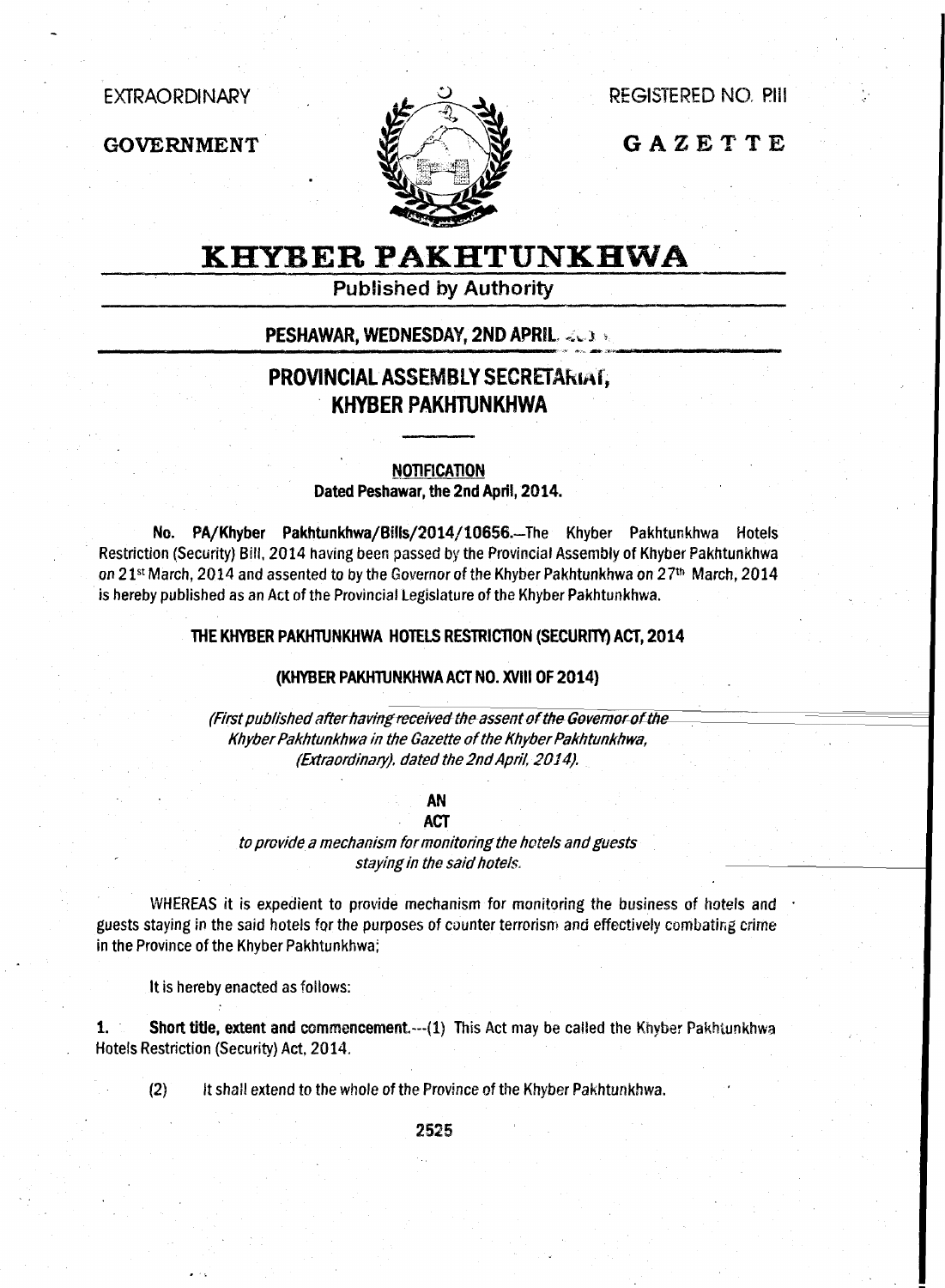EXTRAORDINARY

REGISTERED NO. PIII

GOVERNMENT

GAZETTE

# KHYBER PAKHTUNKHWA

**Published by Authority**

**PESHAWAR, WEDNESDAY, 2ND APRIL**

## PROVINCIAL ASSEMBLY SECRETARIAT, KHYBER PAKHTUNKHWA

**NOTIFICATION**

**Dated Peshawar, the 2nd April, 2014.**

**No. PA/Khyber Pakhtunkhwa/Bills/2014/10656.**—The Khyber Pakhtunkhwa Hotels Restriction (Security) Bill, 2014 having been passed by the Provincial Assembly of Khyber Pakhtunkhwa on 21st March, 2014 and assented to by the Governor of the Khyber Pakhtunkhwa on 27th March, 2014 is hereby published as an Act of the Provincial Legislature of the Khyber Pakhtunkhwa.

**THE KHYBER PAKHTUNKHWA HOTELS RESTRICTION (SECURITY) ACT, 2014**

**(KHYBER PAKHTUNKHWA ACT NO. XVIII OF 2014)**

*(First published after having received the assent of the Governor of the Khyber Pakhtunkhwa in the Gazette of the Khyber Pakhtunkhwa, (Extraordinary), dated the 2nd April, 2014).*

**AN ACT**

*to provide a mechanism for monitoring the hotels and guests staying in the said hotels.*

WHEREAS it is expedient to provide mechanism for monitoring the business of hotels and guests staying in the said hotels for the purposes of counter terrorism and effectively combating crime in the Province of the Khyber Pakhtunkhwa;

It is hereby enacted as follows:

**1. Short title, extent and commencement.**---(1) This Act may be called the Khyber Pakhtunkhwa Hotels Restriction (Security) Act, 2014.

(2) It shall extend to the whole of the Province of the Khyber Pakhtunkhwa.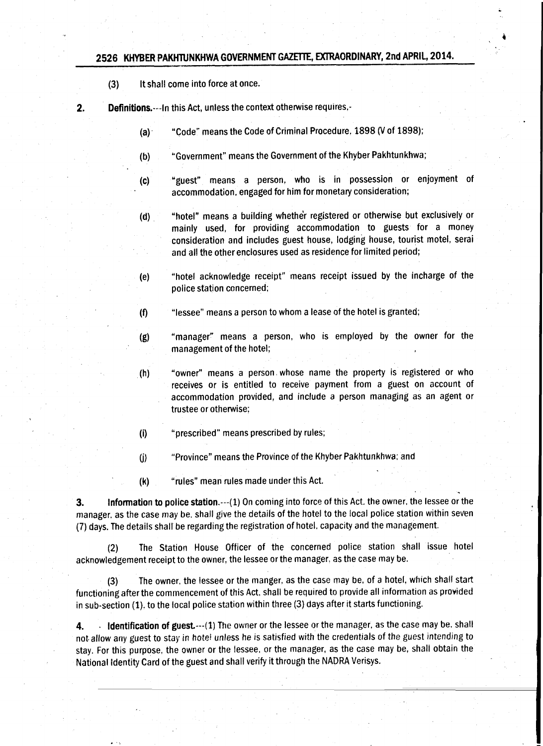(3) It shall come into force at once.

**2. Definitions.**---In this Act, unless the context otherwise requires,-

(a) "Code" means the Code of Criminal Procedure, 1898 (V of 1898);

(b) "Government" means the Government of the Khyber Pakhtunkhwa;

(c) "guest" means a person, who is in possession or enjoyment of accommodation, engaged for him for monetary consideration;

(d) "hotel" means a building whether registered or otherwise but exclusively or mainly used, for providing accommodation to guests for a money consideration and includes guest house, lodging house, tourist motel, serai and all the other enclosures used as residence for limited period;

(e) "hotel acknowledge receipt" means receipt issued by the incharge of the police station concerned;

(f) "lessee" means a person to whom a lease of the hotel is granted;

(g) "manager" means a person, who is employed by the owner for the management of the hotel;

(h) "owner" means a person whose name the property is registered or who receives or is entitled to receive payment from a guest on account of accommodation provided, and include a person managing as an agent or trustee or otherwise;

(i) "prescribed" means prescribed by rules;

(j) "Province" means the Province of the Khyber Pakhtunkhwa; and

(k) "rules" mean rules made under this Act.

**3. Information to police station.**---(1) On coming into force of this Act, the owner, the lessee or the manager, as the case may be, shall give the details of the hotel to the local police station within seven (7) days. The details shall be regarding the registration of hotel, capacity and the management.

(2) The Station House Officer of the concerned police station shall issue hotel acknowledgement receipt to the owner, the lessee or the manager, as the case may be.

(3) The owner, the lessee or the manger, as the case may be, of a hotel, which shall start functioning after the commencement of this Act, shall be required to provide all information as provided in sub-section (1), to the local police station within three (3) days after it starts functioning.

**4. Identification of guest.**---(1) The owner or the lessee or the manager, as the case may be, shall not allow any guest to stay in hotel unless he is satisfied with the credentials of the guest intending to stay. For this purpose, the owner or the lessee, or the manager, as the case may be, shall obtain the National Identity Card of the guest and shall verify it through the NADRA Verisys.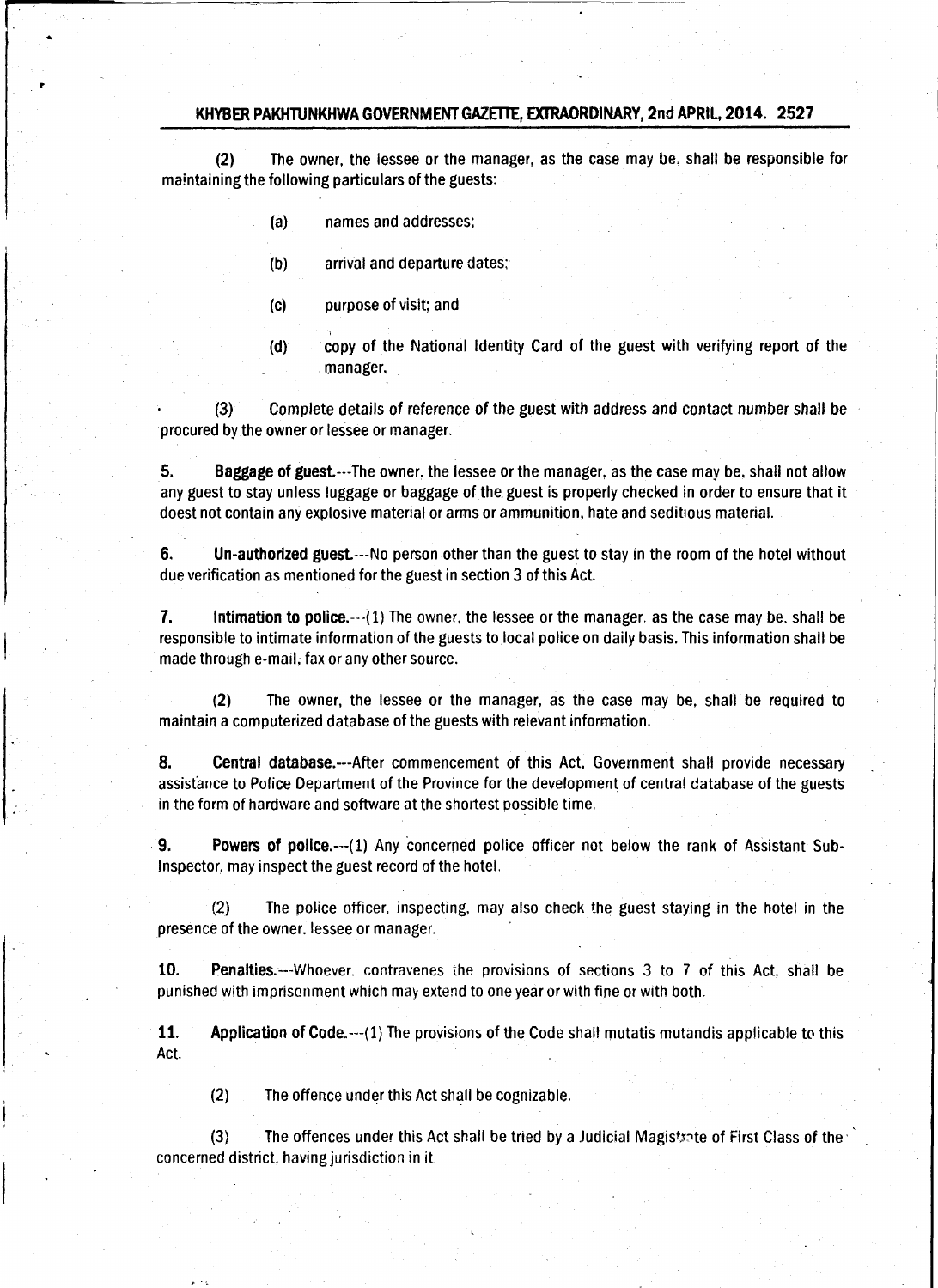(2) The owner, the lessee or the manager, as the case may be, shall be responsible for maintaining the following particulars of the guests:

(a) names and addresses;

(b) arrival and departure dates;

(c) purpose of visit; and

(d) copy of the National Identity Card of the guest with verifying report of the manager.

(3) Complete details of reference of the guest with address and contact number shall be procured by the owner or lessee or manager.

**5. Baggage of guest.**---The owner, the lessee or the manager, as the case may be, shall not allow any guest to stay unless luggage or baggage of the guest is properly checked in order to ensure that it doest not contain any explosive material or arms or ammunition, hate and seditious material.

**6. Un-authorized guest.**---No person other than the guest to stay in the room of the hotel without due verification as mentioned for the guest in section 3 of this Act.

**7. Intimation to police.**---(1) The owner, the lessee or the manager, as the case may be, shall be responsible to intimate information of the guests to local police on daily basis. This information shall be made through e-mail, fax or any other source.

(2) The owner, the lessee or the manager, as the case may be, shall be required to maintain a computerized database of the guests with relevant information.

**8. Central database.**---After commencement of this Act, Government shall provide necessary assistance to Police Department of the Province for the development of central database of the guests in the form of hardware and software at the shortest possible time.

**9. Powers of police.**---(1) Any concerned police officer not below the rank of Assistant Sub-Inspector, may inspect the guest record of the hotel.

(2) The police officer, inspecting, may also check the guest staying in the hotel in the presence of the owner, lessee or manager.

**10. Penalties.**---Whoever, contravenes the provisions of sections 3 to 7 of this Act, shall be punished with imprisonment which may extend to one year or with fine or with both.

**11. Application of Code.**---(1) The provisions of the Code shall mutatis mutandis applicable to this Act.

(2) The offence under this Act shall be cognizable.

(3) The offences under this Act shall be tried by a Judicial Magistrate of First Class of the concerned district, having jurisdiction in it.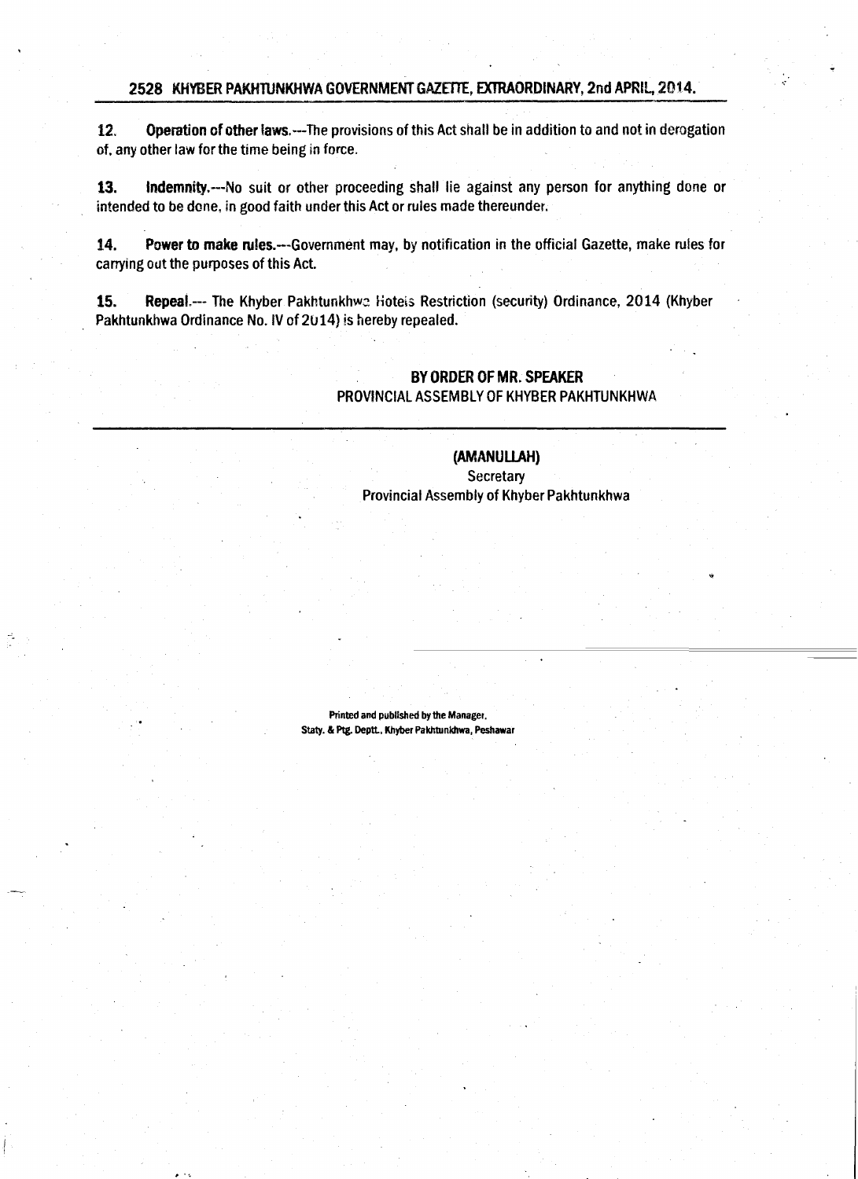**12. Operation of other laws.**---The provisions of this Act shall be in addition to and not in derogation of, any other law for the time being in force.

**13. Indemnity.**---No suit or other proceeding shall lie against any person for anything done or intended to be done, in good faith under this Act or rules made thereunder.

**14. Power to make rules.**---Government may, by notification in the official Gazette, make rules for carrying out the purposes of this Act.

**15. Repeal.**--- The Khyber Pakhtunkhwa Hotels Restriction (security) Ordinance, 2014 (Khyber Pakhtunkhwa Ordinance No. IV of 2014) is hereby repealed.

**BY ORDER OF MR. SPEAKER**
PROVINCIAL ASSEMBLY OF KHYBER PAKHTUNKHWA

**(AMANULLAH)**
Secretary
Provincial Assembly of Khyber Pakhtunkhwa

**Printed and published by the Manager,**
**Staty. & Ptg. Deptt., Khyber Pakhtunkhwa, Peshawar**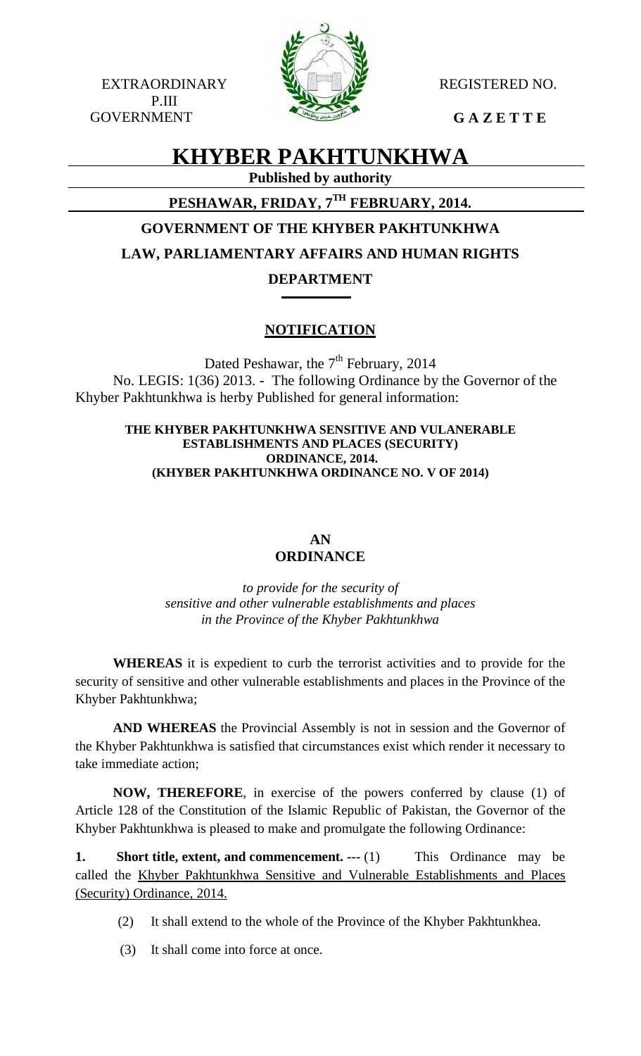EXTRAORDINARY
P.III
GOVERNMENT

REGISTERED NO.

**G A Z E T T E**

# KHYBER PAKHTUNKHWA

**Published by authority**

**PESHAWAR, FRIDAY, 7TH FEBRUARY, 2014.**

## GOVERNMENT OF THE KHYBER PAKHTUNKHWA

## LAW, PARLIAMENTARY AFFAIRS AND HUMAN RIGHTS DEPARTMENT

### NOTIFICATION

Dated Peshawar, the 7th February, 2014

No. LEGIS: 1(36) 2013. - The following Ordinance by the Governor of the Khyber Pakhtunkhwa is herby Published for general information:

**THE KHYBER PAKHTUNKHWA SENSITIVE AND VULANERABLE ESTABLISHMENTS AND PLACES (SECURITY) ORDINANCE, 2014.**
**(KHYBER PAKHTUNKHWA ORDINANCE NO. V OF 2014)**

**AN**
**ORDINANCE**

*to provide for the security of sensitive and other vulnerable establishments and places in the Province of the Khyber Pakhtunkhwa*

**WHEREAS** it is expedient to curb the terrorist activities and to provide for the security of sensitive and other vulnerable establishments and places in the Province of the Khyber Pakhtunkhwa;

**AND WHEREAS** the Provincial Assembly is not in session and the Governor of the Khyber Pakhtunkhwa is satisfied that circumstances exist which render it necessary to take immediate action;

**NOW, THEREFORE**, in exercise of the powers conferred by clause (1) of Article 128 of the Constitution of the Islamic Republic of Pakistan, the Governor of the Khyber Pakhtunkhwa is pleased to make and promulgate the following Ordinance:

**1. Short title, extent, and commencement. ---** (1) This Ordinance may be called the Khyber Pakhtunkhwa Sensitive and Vulnerable Establishments and Places (Security) Ordinance, 2014.

(2) It shall extend to the whole of the Province of the Khyber Pakhtunkhea.

(3) It shall come into force at once.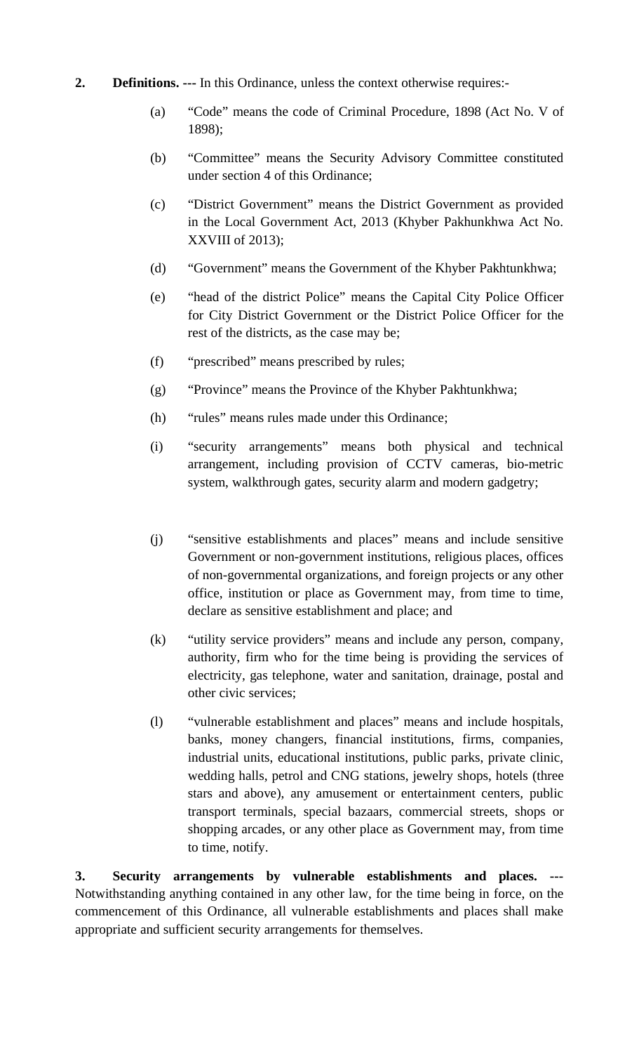**2. Definitions.** --- In this Ordinance, unless the context otherwise requires:-

(a) "Code" means the code of Criminal Procedure, 1898 (Act No. V of 1898);

(b) "Committee" means the Security Advisory Committee constituted under section 4 of this Ordinance;

(c) "District Government" means the District Government as provided in the Local Government Act, 2013 (Khyber Pakhunkhwa Act No. XXVIII of 2013);

(d) "Government" means the Government of the Khyber Pakhtunkhwa;

(e) "head of the district Police" means the Capital City Police Officer for City District Government or the District Police Officer for the rest of the districts, as the case may be;

(f) "prescribed" means prescribed by rules;

(g) "Province" means the Province of the Khyber Pakhtunkhwa;

(h) "rules" means rules made under this Ordinance;

(i) "security arrangements" means both physical and technical arrangement, including provision of CCTV cameras, bio-metric system, walkthrough gates, security alarm and modern gadgetry;

(j) "sensitive establishments and places" means and include sensitive Government or non-government institutions, religious places, offices of non-governmental organizations, and foreign projects or any other office, institution or place as Government may, from time to time, declare as sensitive establishment and place; and

(k) "utility service providers" means and include any person, company, authority, firm who for the time being is providing the services of electricity, gas telephone, water and sanitation, drainage, postal and other civic services;

(l) "vulnerable establishment and places" means and include hospitals, banks, money changers, financial institutions, firms, companies, industrial units, educational institutions, public parks, private clinic, wedding halls, petrol and CNG stations, jewelry shops, hotels (three stars and above), any amusement or entertainment centers, public transport terminals, special bazaars, commercial streets, shops or shopping arcades, or any other place as Government may, from time to time, notify.

**3. Security arrangements by vulnerable establishments and places.** --- Notwithstanding anything contained in any other law, for the time being in force, on the commencement of this Ordinance, all vulnerable establishments and places shall make appropriate and sufficient security arrangements for themselves.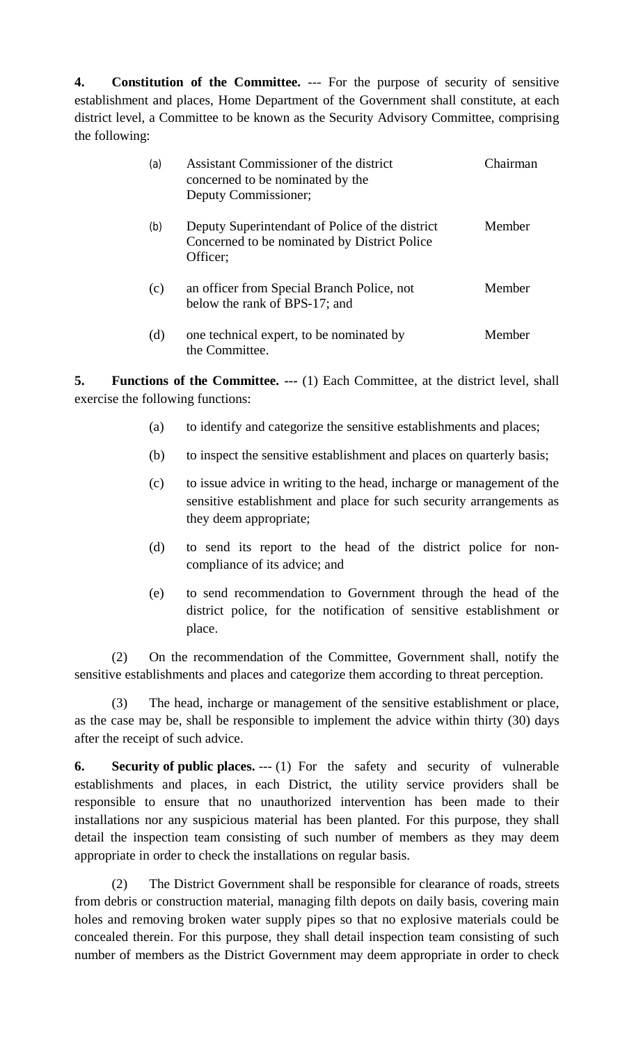**4. Constitution of the Committee.** --- For the purpose of security of sensitive establishment and places, Home Department of the Government shall constitute, at each district level, a Committee to be known as the Security Advisory Committee, comprising the following:

| | | |
|---|---|---|
| (a) | Assistant Commissioner of the district concerned to be nominated by the Deputy Commissioner; | Chairman |
| (b) | Deputy Superintendant of Police of the district Concerned to be nominated by District Police Officer; | Member |
| (c) | an officer from Special Branch Police, not below the rank of BPS-17; and | Member |
| (d) | one technical expert, to be nominated by the Committee. | Member |

**5. Functions of the Committee.** --- (1) Each Committee, at the district level, shall exercise the following functions:

(a) to identify and categorize the sensitive establishments and places;

(b) to inspect the sensitive establishment and places on quarterly basis;

(c) to issue advice in writing to the head, incharge or management of the sensitive establishment and place for such security arrangements as they deem appropriate;

(d) to send its report to the head of the district police for non-compliance of its advice; and

(e) to send recommendation to Government through the head of the district police, for the notification of sensitive establishment or place.

(2) On the recommendation of the Committee, Government shall, notify the sensitive establishments and places and categorize them according to threat perception.

(3) The head, incharge or management of the sensitive establishment or place, as the case may be, shall be responsible to implement the advice within thirty (30) days after the receipt of such advice.

**6. Security of public places.** --- (1) For the safety and security of vulnerable establishments and places, in each District, the utility service providers shall be responsible to ensure that no unauthorized intervention has been made to their installations nor any suspicious material has been planted. For this purpose, they shall detail the inspection team consisting of such number of members as they may deem appropriate in order to check the installations on regular basis.

(2) The District Government shall be responsible for clearance of roads, streets from debris or construction material, managing filth depots on daily basis, covering main holes and removing broken water supply pipes so that no explosive materials could be concealed therein. For this purpose, they shall detail inspection team consisting of such number of members as the District Government may deem appropriate in order to check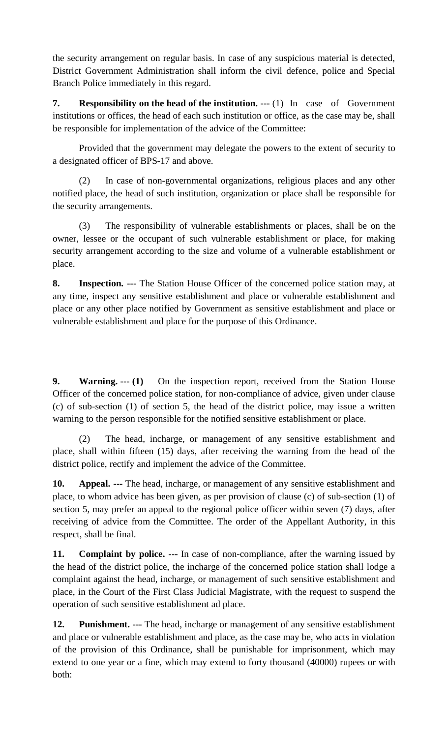the security arrangement on regular basis. In case of any suspicious material is detected, District Government Administration shall inform the civil defence, police and Special Branch Police immediately in this regard.

**7. Responsibility on the head of the institution. ---** (1) In case of Government institutions or offices, the head of each such institution or office, as the case may be, shall be responsible for implementation of the advice of the Committee:

Provided that the government may delegate the powers to the extent of security to a designated officer of BPS-17 and above.

(2) In case of non-governmental organizations, religious places and any other notified place, the head of such institution, organization or place shall be responsible for the security arrangements.

(3) The responsibility of vulnerable establishments or places, shall be on the owner, lessee or the occupant of such vulnerable establishment or place, for making security arrangement according to the size and volume of a vulnerable establishment or place.

**8. Inspection. ---** The Station House Officer of the concerned police station may, at any time, inspect any sensitive establishment and place or vulnerable establishment and place or any other place notified by Government as sensitive establishment and place or vulnerable establishment and place for the purpose of this Ordinance.

**9. Warning. --- (1)** On the inspection report, received from the Station House Officer of the concerned police station, for non-compliance of advice, given under clause (c) of sub-section (1) of section 5, the head of the district police, may issue a written warning to the person responsible for the notified sensitive establishment or place.

(2) The head, incharge, or management of any sensitive establishment and place, shall within fifteen (15) days, after receiving the warning from the head of the district police, rectify and implement the advice of the Committee.

**10. Appeal. ---** The head, incharge, or management of any sensitive establishment and place, to whom advice has been given, as per provision of clause (c) of sub-section (1) of section 5, may prefer an appeal to the regional police officer within seven (7) days, after receiving of advice from the Committee. The order of the Appellant Authority, in this respect, shall be final.

**11. Complaint by police. ---** In case of non-compliance, after the warning issued by the head of the district police, the incharge of the concerned police station shall lodge a complaint against the head, incharge, or management of such sensitive establishment and place, in the Court of the First Class Judicial Magistrate, with the request to suspend the operation of such sensitive establishment ad place.

**12. Punishment. ---** The head, incharge or management of any sensitive establishment and place or vulnerable establishment and place, as the case may be, who acts in violation of the provision of this Ordinance, shall be punishable for imprisonment, which may extend to one year or a fine, which may extend to forty thousand (40000) rupees or with both: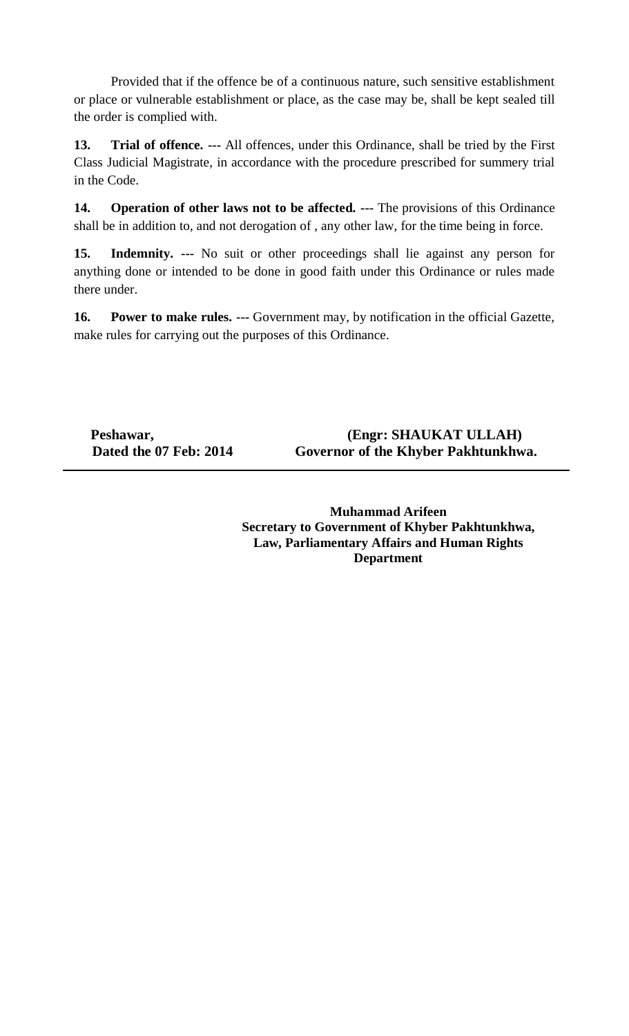Provided that if the offence be of a continuous nature, such sensitive establishment or place or vulnerable establishment or place, as the case may be, shall be kept sealed till the order is complied with.

**13. Trial of offence.** --- All offences, under this Ordinance, shall be tried by the First Class Judicial Magistrate, in accordance with the procedure prescribed for summery trial in the Code.

**14. Operation of other laws not to be affected. ---** The provisions of this Ordinance shall be in addition to, and not derogation of , any other law, for the time being in force.

**15. Indemnity. ---** No suit or other proceedings shall lie against any person for anything done or intended to be done in good faith under this Ordinance or rules made there under.

**16. Power to make rules. ---** Government may, by notification in the official Gazette, make rules for carrying out the purposes of this Ordinance.

**Peshawar,**
**Dated the 07 Feb: 2014**

**(Engr: SHAUKAT ULLAH)**
**Governor of the Khyber Pakhtunkhwa.**

---

**Muhammad Arifeen**
**Secretary to Government of Khyber Pakhtunkhwa,**
**Law, Parliamentary Affairs and Human Rights Department**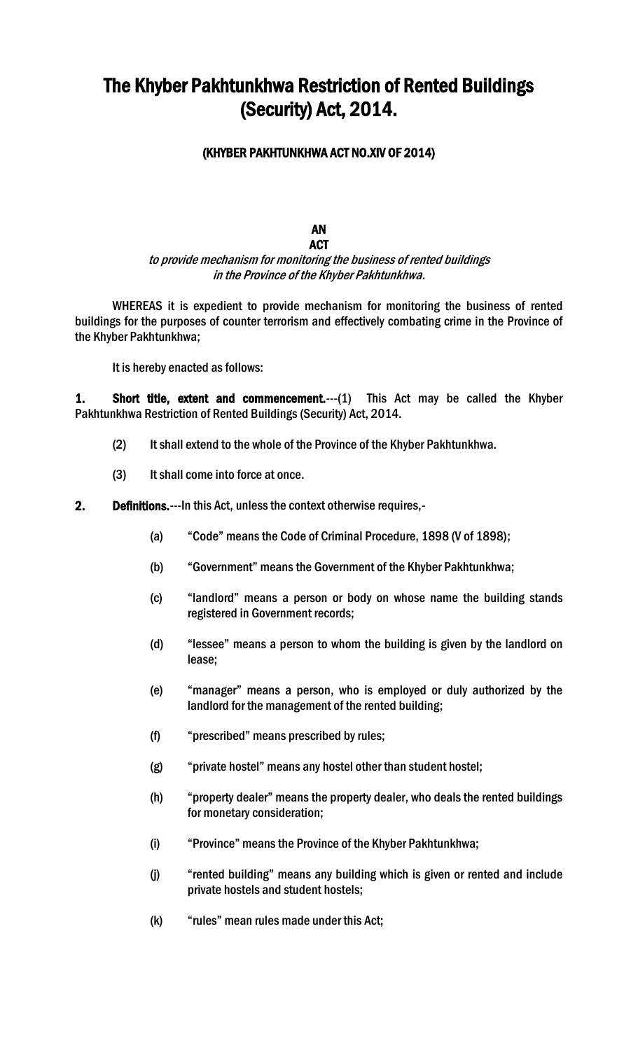# The Khyber Pakhtunkhwa Restriction of Rented Buildings (Security) Act, 2014.

**(KHYBER PAKHTUNKHWA ACT NO.XIV OF 2014)**

**AN**
**ACT**

*to provide mechanism for monitoring the business of rented buildings in the Province of the Khyber Pakhtunkhwa.*

WHEREAS it is expedient to provide mechanism for monitoring the business of rented buildings for the purposes of counter terrorism and effectively combating crime in the Province of the Khyber Pakhtunkhwa;

It is hereby enacted as follows:

**1. Short title, extent and commencement.**---(1) This Act may be called the Khyber Pakhtunkhwa Restriction of Rented Buildings (Security) Act, 2014.

(2) It shall extend to the whole of the Province of the Khyber Pakhtunkhwa.

(3) It shall come into force at once.

**2. Definitions.**---In this Act, unless the context otherwise requires,-

(a) "Code" means the Code of Criminal Procedure, 1898 (V of 1898);

(b) "Government" means the Government of the Khyber Pakhtunkhwa;

(c) "landlord" means a person or body on whose name the building stands registered in Government records;

(d) "lessee" means a person to whom the building is given by the landlord on lease;

(e) "manager" means a person, who is employed or duly authorized by the landlord for the management of the rented building;

(f) "prescribed" means prescribed by rules;

(g) "private hostel" means any hostel other than student hostel;

(h) "property dealer" means the property dealer, who deals the rented buildings for monetary consideration;

(i) "Province" means the Province of the Khyber Pakhtunkhwa;

(j) "rented building" means any building which is given or rented and include private hostels and student hostels;

(k) "rules" mean rules made under this Act;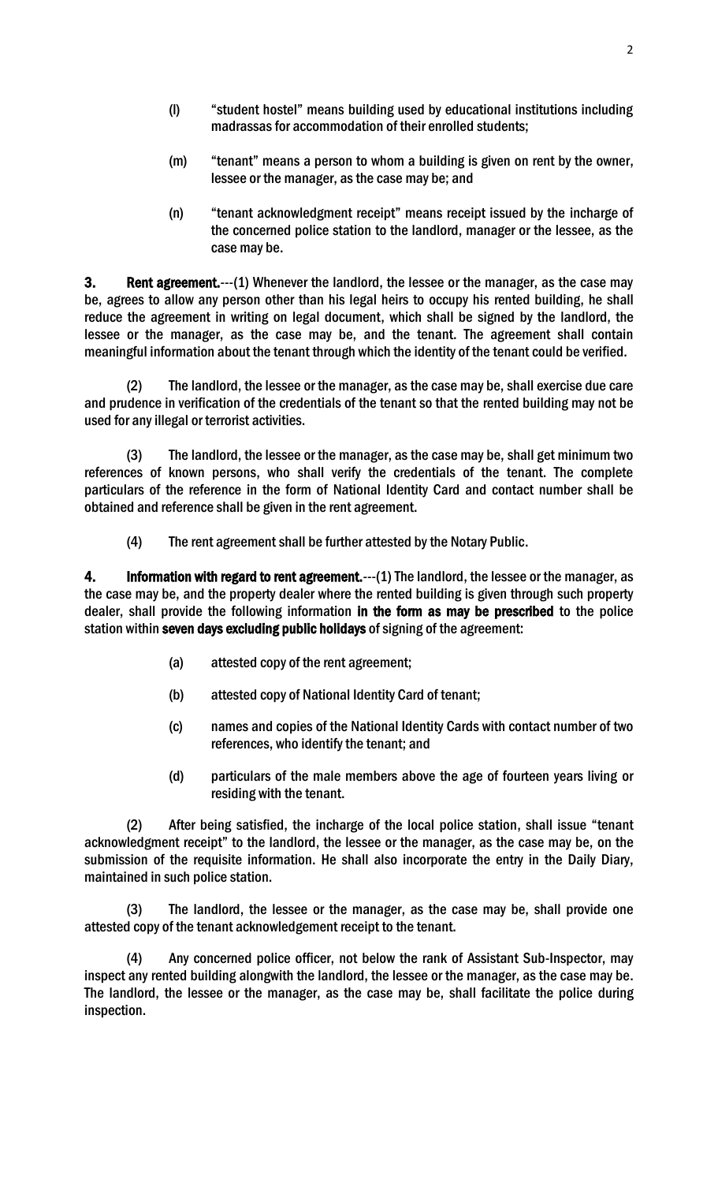(l) "student hostel" means building used by educational institutions including madrassas for accommodation of their enrolled students;

(m) "tenant" means a person to whom a building is given on rent by the owner, lessee or the manager, as the case may be; and

(n) "tenant acknowledgment receipt" means receipt issued by the incharge of the concerned police station to the landlord, manager or the lessee, as the case may be.

**3. Rent agreement.**---(1) Whenever the landlord, the lessee or the manager, as the case may be, agrees to allow any person other than his legal heirs to occupy his rented building, he shall reduce the agreement in writing on legal document, which shall be signed by the landlord, the lessee or the manager, as the case may be, and the tenant. The agreement shall contain meaningful information about the tenant through which the identity of the tenant could be verified.

(2) The landlord, the lessee or the manager, as the case may be, shall exercise due care and prudence in verification of the credentials of the tenant so that the rented building may not be used for any illegal or terrorist activities.

(3) The landlord, the lessee or the manager, as the case may be, shall get minimum two references of known persons, who shall verify the credentials of the tenant. The complete particulars of the reference in the form of National Identity Card and contact number shall be obtained and reference shall be given in the rent agreement.

(4) The rent agreement shall be further attested by the Notary Public.

**4. Information with regard to rent agreement.**---(1) The landlord, the lessee or the manager, as the case may be, and the property dealer where the rented building is given through such property dealer, shall provide the following information **in the form as may be prescribed** to the police station within **seven days excluding public holidays** of signing of the agreement:

(a) attested copy of the rent agreement;

(b) attested copy of National Identity Card of tenant;

(c) names and copies of the National Identity Cards with contact number of two references, who identify the tenant; and

(d) particulars of the male members above the age of fourteen years living or residing with the tenant.

(2) After being satisfied, the incharge of the local police station, shall issue "tenant acknowledgment receipt" to the landlord, the lessee or the manager, as the case may be, on the submission of the requisite information. He shall also incorporate the entry in the Daily Diary, maintained in such police station.

(3) The landlord, the lessee or the manager, as the case may be, shall provide one attested copy of the tenant acknowledgement receipt to the tenant.

(4) Any concerned police officer, not below the rank of Assistant Sub-Inspector, may inspect any rented building alongwith the landlord, the lessee or the manager, as the case may be. The landlord, the lessee or the manager, as the case may be, shall facilitate the police during inspection.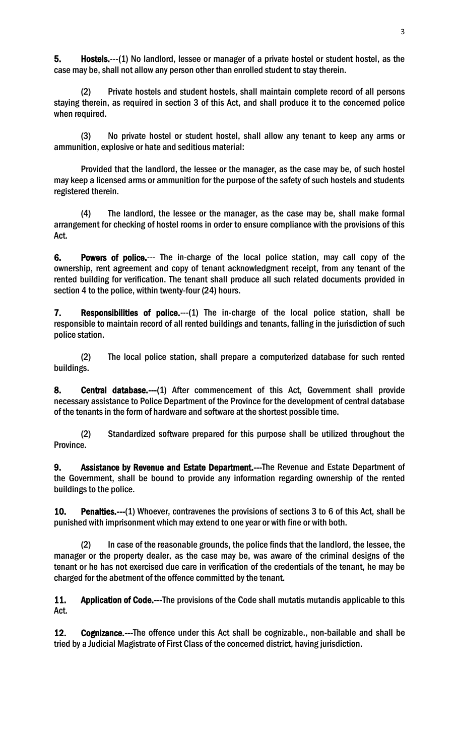**5. Hostels.**---(1) No landlord, lessee or manager of a private hostel or student hostel, as the case may be, shall not allow any person other than enrolled student to stay therein.

(2) Private hostels and student hostels, shall maintain complete record of all persons staying therein, as required in section 3 of this Act, and shall produce it to the concerned police when required.

(3) No private hostel or student hostel, shall allow any tenant to keep any arms or ammunition, explosive or hate and seditious material:

Provided that the landlord, the lessee or the manager, as the case may be, of such hostel may keep a licensed arms or ammunition for the purpose of the safety of such hostels and students registered therein.

(4) The landlord, the lessee or the manager, as the case may be, shall make formal arrangement for checking of hostel rooms in order to ensure compliance with the provisions of this Act.

**6. Powers of police.**--- The in-charge of the local police station, may call copy of the ownership, rent agreement and copy of tenant acknowledgment receipt, from any tenant of the rented building for verification. The tenant shall produce all such related documents provided in section 4 to the police, within twenty-four (24) hours.

**7. Responsibilities of police.**---(1) The in-charge of the local police station, shall be responsible to maintain record of all rented buildings and tenants, falling in the jurisdiction of such police station.

(2) The local police station, shall prepare a computerized database for such rented buildings.

**8. Central database.---**(1) After commencement of this Act, Government shall provide necessary assistance to Police Department of the Province for the development of central database of the tenants in the form of hardware and software at the shortest possible time.

(2) Standardized software prepared for this purpose shall be utilized throughout the Province.

**9. Assistance by Revenue and Estate Department.---**The Revenue and Estate Department of the Government, shall be bound to provide any information regarding ownership of the rented buildings to the police.

**10. Penalties.---**(1) Whoever, contravenes the provisions of sections 3 to 6 of this Act, shall be punished with imprisonment which may extend to one year or with fine or with both.

(2) In case of the reasonable grounds, the police finds that the landlord, the lessee, the manager or the property dealer, as the case may be, was aware of the criminal designs of the tenant or he has not exercised due care in verification of the credentials of the tenant, he may be charged for the abetment of the offence committed by the tenant.

**11. Application of Code.---**The provisions of the Code shall mutatis mutandis applicable to this Act.

**12. Cognizance.---**The offence under this Act shall be cognizable., non-bailable and shall be tried by a Judicial Magistrate of First Class of the concerned district, having jurisdiction.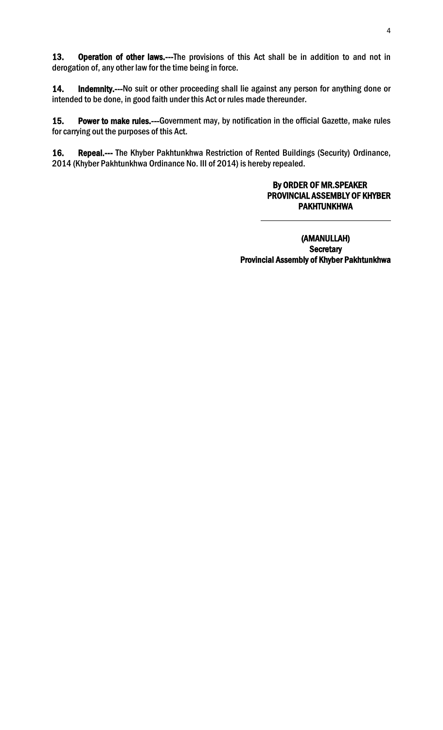**13. Operation of other laws.**---The provisions of this Act shall be in addition to and not in derogation of, any other law for the time being in force.

**14. Indemnity.**---No suit or other proceeding shall lie against any person for anything done or intended to be done, in good faith under this Act or rules made thereunder.

**15. Power to make rules.**---Government may, by notification in the official Gazette, make rules for carrying out the purposes of this Act.

**16. Repeal.**--- The Khyber Pakhtunkhwa Restriction of Rented Buildings (Security) Ordinance, 2014 (Khyber Pakhtunkhwa Ordinance No. III of 2014) is hereby repealed.

**By ORDER OF MR.SPEAKER**
**PROVINCIAL ASSEMBLY OF KHYBER PAKHTUNKHWA**

---

**(AMANULLAH)**
**Secretary**
**Provincial Assembly of Khyber Pakhtunkhwa**